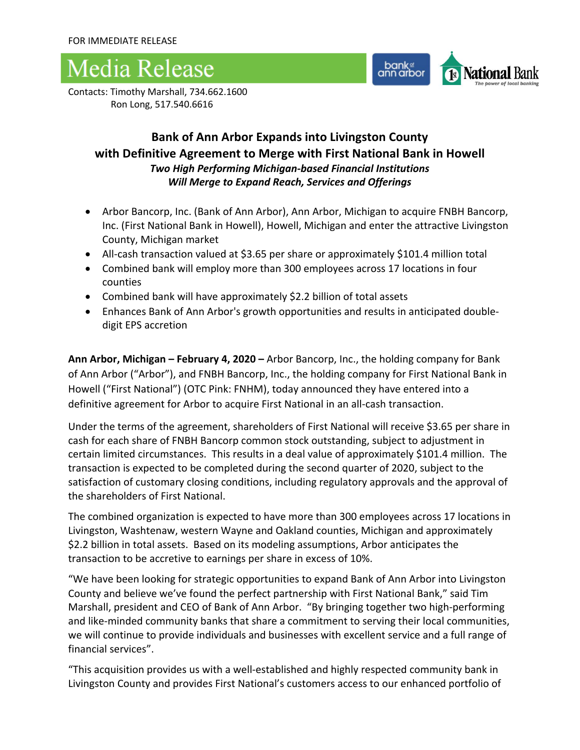FOR IMMEDIATE RELEASE

# Media Release

Contacts: Timothy Marshall, 734.662.1600
Ron Long, 517.540.6616

## Bank of Ann Arbor Expands into Livingston County with Definitive Agreement to Merge with First National Bank in Howell

***Two High Performing Michigan-based Financial Institutions Will Merge to Expand Reach, Services and Offerings***

- Arbor Bancorp, Inc. (Bank of Ann Arbor), Ann Arbor, Michigan to acquire FNBH Bancorp, Inc. (First National Bank in Howell), Howell, Michigan and enter the attractive Livingston County, Michigan market
- All-cash transaction valued at $3.65 per share or approximately $101.4 million total
- Combined bank will employ more than 300 employees across 17 locations in four counties
- Combined bank will have approximately $2.2 billion of total assets
- Enhances Bank of Ann Arbor's growth opportunities and results in anticipated double-digit EPS accretion

**Ann Arbor, Michigan – February 4, 2020 –** Arbor Bancorp, Inc., the holding company for Bank of Ann Arbor ("Arbor"), and FNBH Bancorp, Inc., the holding company for First National Bank in Howell ("First National") (OTC Pink: FNHM), today announced they have entered into a definitive agreement for Arbor to acquire First National in an all-cash transaction.

Under the terms of the agreement, shareholders of First National will receive $3.65 per share in cash for each share of FNBH Bancorp common stock outstanding, subject to adjustment in certain limited circumstances. This results in a deal value of approximately $101.4 million. The transaction is expected to be completed during the second quarter of 2020, subject to the satisfaction of customary closing conditions, including regulatory approvals and the approval of the shareholders of First National.

The combined organization is expected to have more than 300 employees across 17 locations in Livingston, Washtenaw, western Wayne and Oakland counties, Michigan and approximately $2.2 billion in total assets. Based on its modeling assumptions, Arbor anticipates the transaction to be accretive to earnings per share in excess of 10%.

"We have been looking for strategic opportunities to expand Bank of Ann Arbor into Livingston County and believe we've found the perfect partnership with First National Bank," said Tim Marshall, president and CEO of Bank of Ann Arbor. "By bringing together two high-performing and like-minded community banks that share a commitment to serving their local communities, we will continue to provide individuals and businesses with excellent service and a full range of financial services".

"This acquisition provides us with a well-established and highly respected community bank in Livingston County and provides First National's customers access to our enhanced portfolio of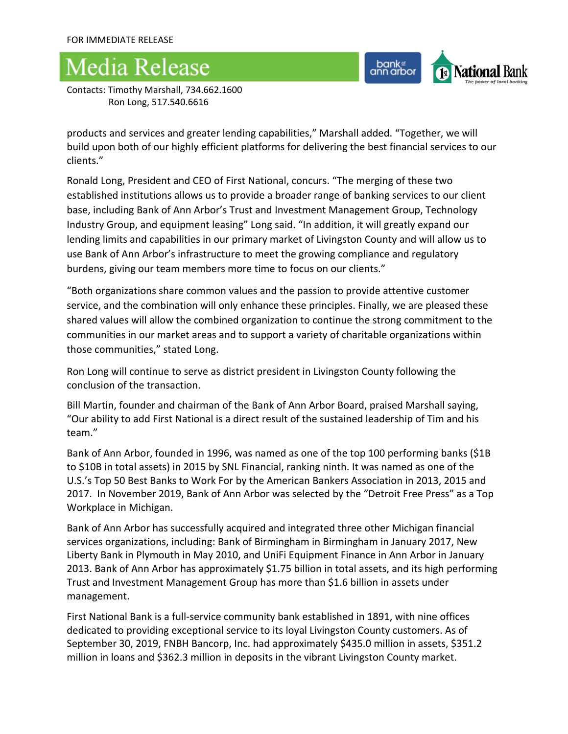FOR IMMEDIATE RELEASE

# Media Release

Contacts: Timothy Marshall, 734.662.1600
Ron Long, 517.540.6616

products and services and greater lending capabilities," Marshall added. "Together, we will build upon both of our highly efficient platforms for delivering the best financial services to our clients."

Ronald Long, President and CEO of First National, concurs. "The merging of these two established institutions allows us to provide a broader range of banking services to our client base, including Bank of Ann Arbor's Trust and Investment Management Group, Technology Industry Group, and equipment leasing" Long said. "In addition, it will greatly expand our lending limits and capabilities in our primary market of Livingston County and will allow us to use Bank of Ann Arbor's infrastructure to meet the growing compliance and regulatory burdens, giving our team members more time to focus on our clients."

"Both organizations share common values and the passion to provide attentive customer service, and the combination will only enhance these principles. Finally, we are pleased these shared values will allow the combined organization to continue the strong commitment to the communities in our market areas and to support a variety of charitable organizations within those communities," stated Long.

Ron Long will continue to serve as district president in Livingston County following the conclusion of the transaction.

Bill Martin, founder and chairman of the Bank of Ann Arbor Board, praised Marshall saying, "Our ability to add First National is a direct result of the sustained leadership of Tim and his team."

Bank of Ann Arbor, founded in 1996, was named as one of the top 100 performing banks ($1B to $10B in total assets) in 2015 by SNL Financial, ranking ninth. It was named as one of the U.S.'s Top 50 Best Banks to Work For by the American Bankers Association in 2013, 2015 and 2017. In November 2019, Bank of Ann Arbor was selected by the "Detroit Free Press" as a Top Workplace in Michigan.

Bank of Ann Arbor has successfully acquired and integrated three other Michigan financial services organizations, including: Bank of Birmingham in Birmingham in January 2017, New Liberty Bank in Plymouth in May 2010, and UniFi Equipment Finance in Ann Arbor in January 2013. Bank of Ann Arbor has approximately $1.75 billion in total assets, and its high performing Trust and Investment Management Group has more than $1.6 billion in assets under management.

First National Bank is a full-service community bank established in 1891, with nine offices dedicated to providing exceptional service to its loyal Livingston County customers. As of September 30, 2019, FNBH Bancorp, Inc. had approximately $435.0 million in assets, $351.2 million in loans and $362.3 million in deposits in the vibrant Livingston County market.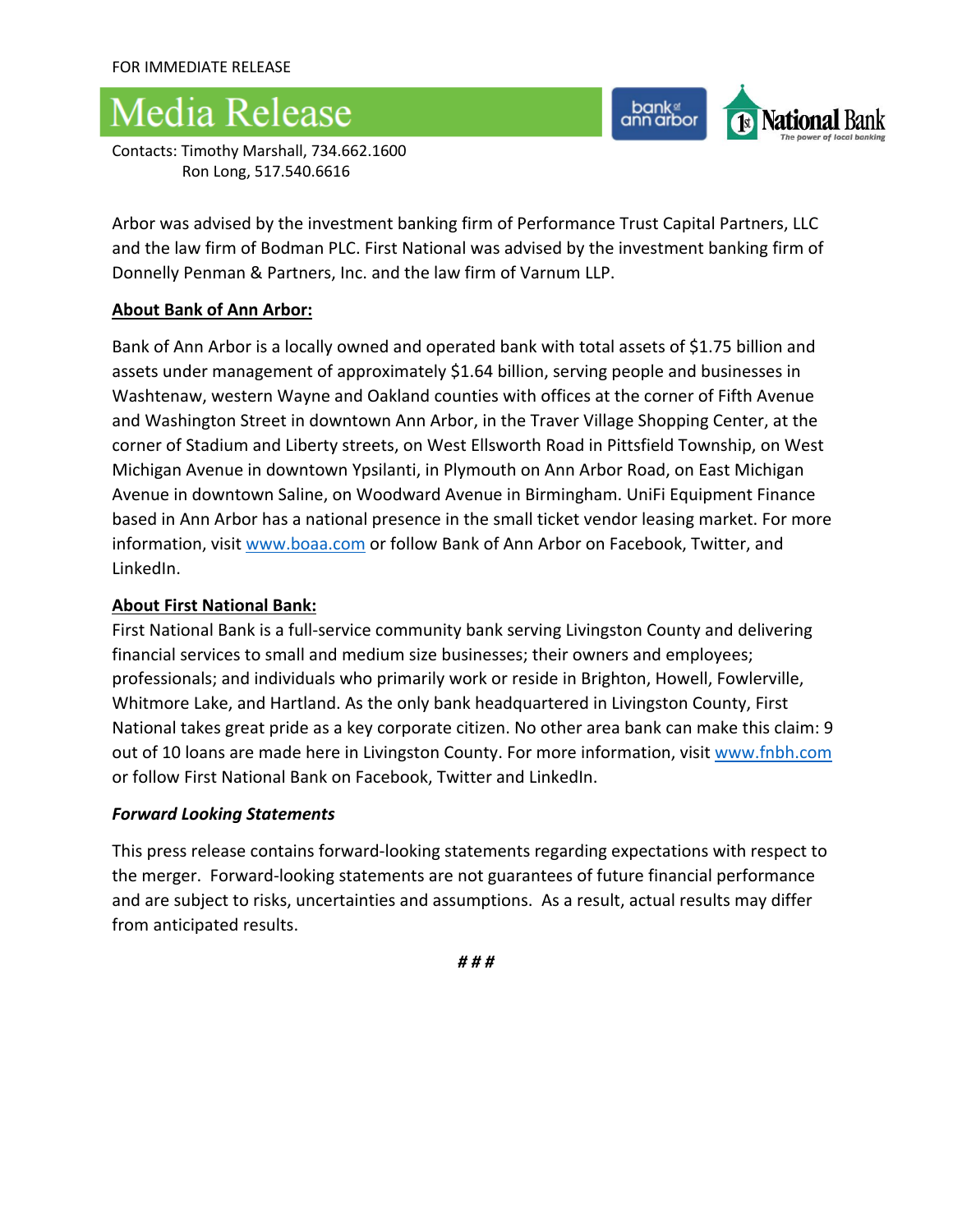FOR IMMEDIATE RELEASE

# Media Release

Contacts: Timothy Marshall, 734.662.1600
Ron Long, 517.540.6616

Arbor was advised by the investment banking firm of Performance Trust Capital Partners, LLC and the law firm of Bodman PLC. First National was advised by the investment banking firm of Donnelly Penman & Partners, Inc. and the law firm of Varnum LLP.

**About Bank of Ann Arbor:**

Bank of Ann Arbor is a locally owned and operated bank with total assets of $1.75 billion and assets under management of approximately $1.64 billion, serving people and businesses in Washtenaw, western Wayne and Oakland counties with offices at the corner of Fifth Avenue and Washington Street in downtown Ann Arbor, in the Traver Village Shopping Center, at the corner of Stadium and Liberty streets, on West Ellsworth Road in Pittsfield Township, on West Michigan Avenue in downtown Ypsilanti, in Plymouth on Ann Arbor Road, on East Michigan Avenue in downtown Saline, on Woodward Avenue in Birmingham. UniFi Equipment Finance based in Ann Arbor has a national presence in the small ticket vendor leasing market. For more information, visit www.boaa.com or follow Bank of Ann Arbor on Facebook, Twitter, and LinkedIn.

**About First National Bank:**

First National Bank is a full-service community bank serving Livingston County and delivering financial services to small and medium size businesses; their owners and employees; professionals; and individuals who primarily work or reside in Brighton, Howell, Fowlerville, Whitmore Lake, and Hartland. As the only bank headquartered in Livingston County, First National takes great pride as a key corporate citizen. No other area bank can make this claim: 9 out of 10 loans are made here in Livingston County. For more information, visit www.fnbh.com or follow First National Bank on Facebook, Twitter and LinkedIn.

***Forward Looking Statements***

This press release contains forward-looking statements regarding expectations with respect to the merger. Forward-looking statements are not guarantees of future financial performance and are subject to risks, uncertainties and assumptions. As a result, actual results may differ from anticipated results.

***# # #***